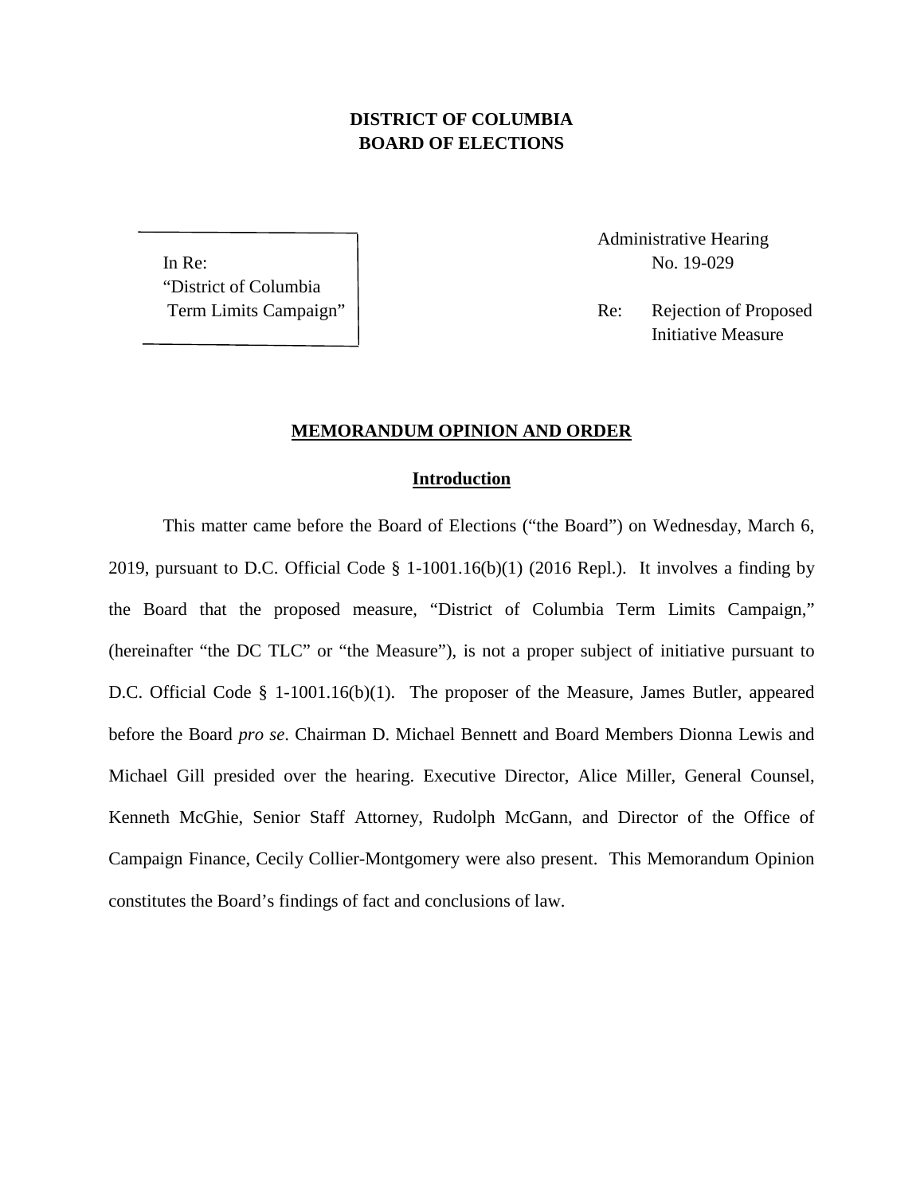**DISTRICT OF COLUMBIA**
**BOARD OF ELECTIONS**

In Re:
"District of Columbia
Term Limits Campaign"

Administrative Hearing
No. 19-029

Re: Rejection of Proposed Initiative Measure

## MEMORANDUM OPINION AND ORDER

### Introduction

This matter came before the Board of Elections ("the Board") on Wednesday, March 6, 2019, pursuant to D.C. Official Code § 1-1001.16(b)(1) (2016 Repl.). It involves a finding by the Board that the proposed measure, "District of Columbia Term Limits Campaign," (hereinafter "the DC TLC" or "the Measure"), is not a proper subject of initiative pursuant to D.C. Official Code § 1-1001.16(b)(1). The proposer of the Measure, James Butler, appeared before the Board *pro se*. Chairman D. Michael Bennett and Board Members Dionna Lewis and Michael Gill presided over the hearing. Executive Director, Alice Miller, General Counsel, Kenneth McGhie, Senior Staff Attorney, Rudolph McGann, and Director of the Office of Campaign Finance, Cecily Collier-Montgomery were also present. This Memorandum Opinion constitutes the Board's findings of fact and conclusions of law.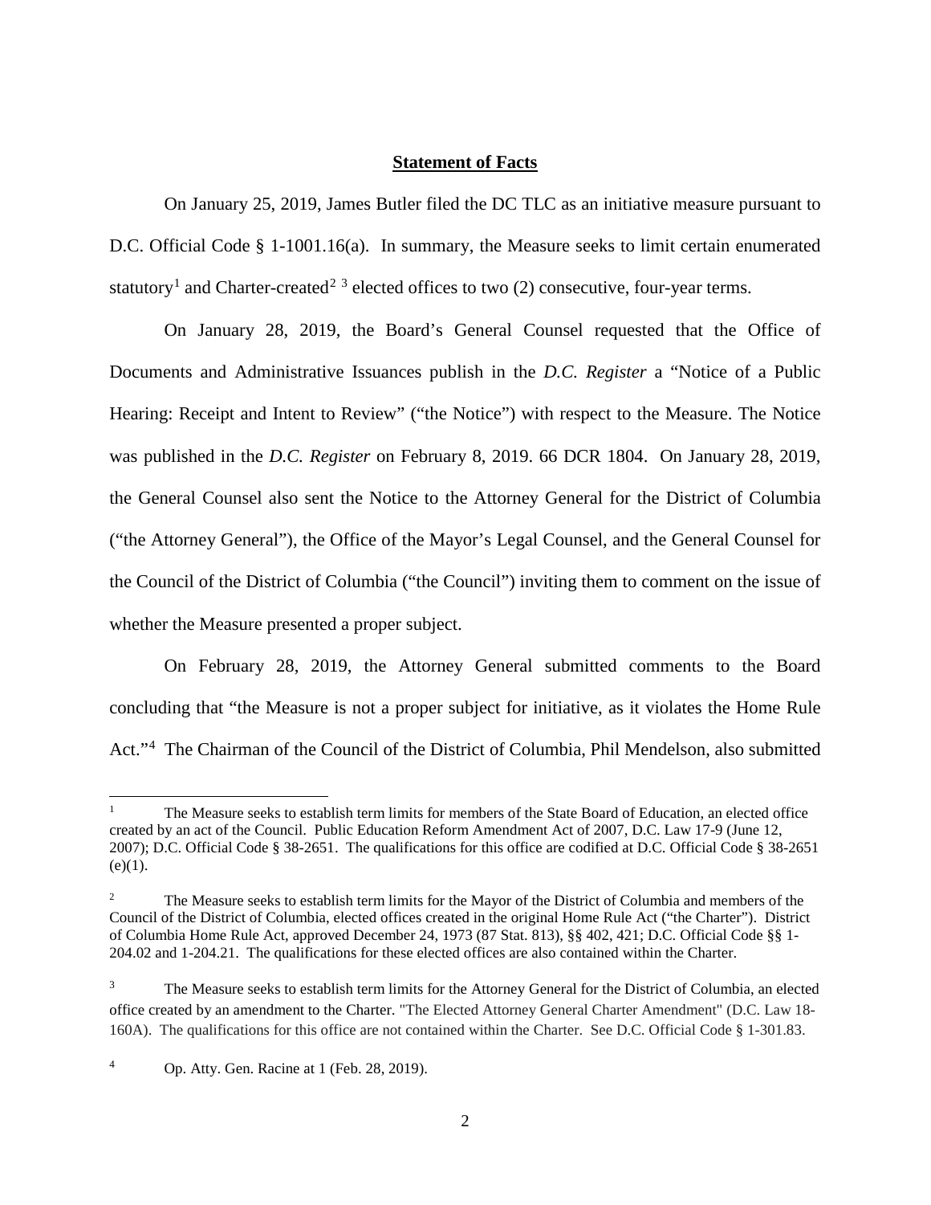## Statement of Facts

On January 25, 2019, James Butler filed the DC TLC as an initiative measure pursuant to D.C. Official Code § 1-1001.16(a). In summary, the Measure seeks to limit certain enumerated statutory[1] and Charter-created[2] [3] elected offices to two (2) consecutive, four-year terms.

On January 28, 2019, the Board's General Counsel requested that the Office of Documents and Administrative Issuances publish in the *D.C. Register* a "Notice of a Public Hearing: Receipt and Intent to Review" ("the Notice") with respect to the Measure. The Notice was published in the *D.C. Register* on February 8, 2019. 66 DCR 1804. On January 28, 2019, the General Counsel also sent the Notice to the Attorney General for the District of Columbia ("the Attorney General"), the Office of the Mayor's Legal Counsel, and the General Counsel for the Council of the District of Columbia ("the Council") inviting them to comment on the issue of whether the Measure presented a proper subject.

On February 28, 2019, the Attorney General submitted comments to the Board concluding that "the Measure is not a proper subject for initiative, as it violates the Home Rule Act."[4] The Chairman of the Council of the District of Columbia, Phil Mendelson, also submitted

---

[1] The Measure seeks to establish term limits for members of the State Board of Education, an elected office created by an act of the Council. Public Education Reform Amendment Act of 2007, D.C. Law 17-9 (June 12, 2007); D.C. Official Code § 38-2651. The qualifications for this office are codified at D.C. Official Code § 38-2651 (e)(1).

[2] The Measure seeks to establish term limits for the Mayor of the District of Columbia and members of the Council of the District of Columbia, elected offices created in the original Home Rule Act ("the Charter"). District of Columbia Home Rule Act, approved December 24, 1973 (87 Stat. 813), §§ 402, 421; D.C. Official Code §§ 1-204.02 and 1-204.21. The qualifications for these elected offices are also contained within the Charter.

[3] The Measure seeks to establish term limits for the Attorney General for the District of Columbia, an elected office created by an amendment to the Charter. "The Elected Attorney General Charter Amendment" (D.C. Law 18-160A). The qualifications for this office are not contained within the Charter. See D.C. Official Code § 1-301.83.

[4] Op. Atty. Gen. Racine at 1 (Feb. 28, 2019).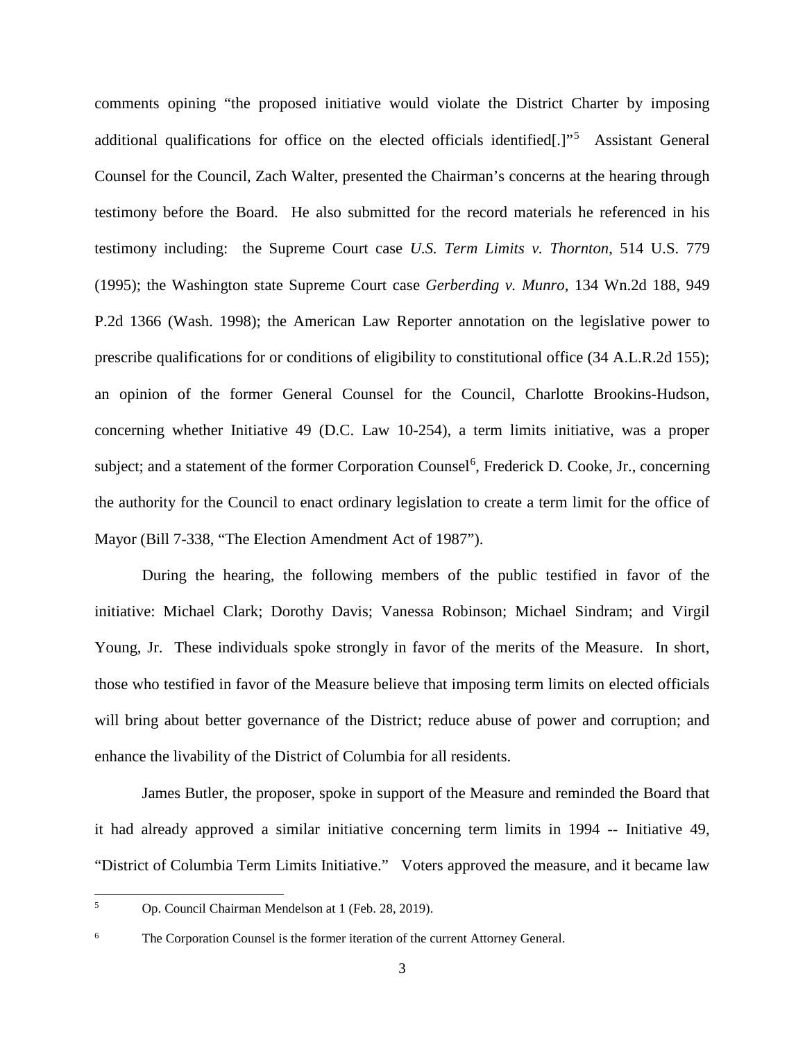comments opining "the proposed initiative would violate the District Charter by imposing additional qualifications for office on the elected officials identified[.]"[5] Assistant General Counsel for the Council, Zach Walter, presented the Chairman's concerns at the hearing through testimony before the Board. He also submitted for the record materials he referenced in his testimony including: the Supreme Court case *U.S. Term Limits v. Thornton*, 514 U.S. 779 (1995); the Washington state Supreme Court case *Gerberding v. Munro*, 134 Wn.2d 188, 949 P.2d 1366 (Wash. 1998); the American Law Reporter annotation on the legislative power to prescribe qualifications for or conditions of eligibility to constitutional office (34 A.L.R.2d 155); an opinion of the former General Counsel for the Council, Charlotte Brookins-Hudson, concerning whether Initiative 49 (D.C. Law 10-254), a term limits initiative, was a proper subject; and a statement of the former Corporation Counsel[6], Frederick D. Cooke, Jr., concerning the authority for the Council to enact ordinary legislation to create a term limit for the office of Mayor (Bill 7-338, "The Election Amendment Act of 1987").

During the hearing, the following members of the public testified in favor of the initiative: Michael Clark; Dorothy Davis; Vanessa Robinson; Michael Sindram; and Virgil Young, Jr. These individuals spoke strongly in favor of the merits of the Measure. In short, those who testified in favor of the Measure believe that imposing term limits on elected officials will bring about better governance of the District; reduce abuse of power and corruption; and enhance the livability of the District of Columbia for all residents.

James Butler, the proposer, spoke in support of the Measure and reminded the Board that it had already approved a similar initiative concerning term limits in 1994 -- Initiative 49, "District of Columbia Term Limits Initiative." Voters approved the measure, and it became law

---

[5] Op. Council Chairman Mendelson at 1 (Feb. 28, 2019).

[6] The Corporation Counsel is the former iteration of the current Attorney General.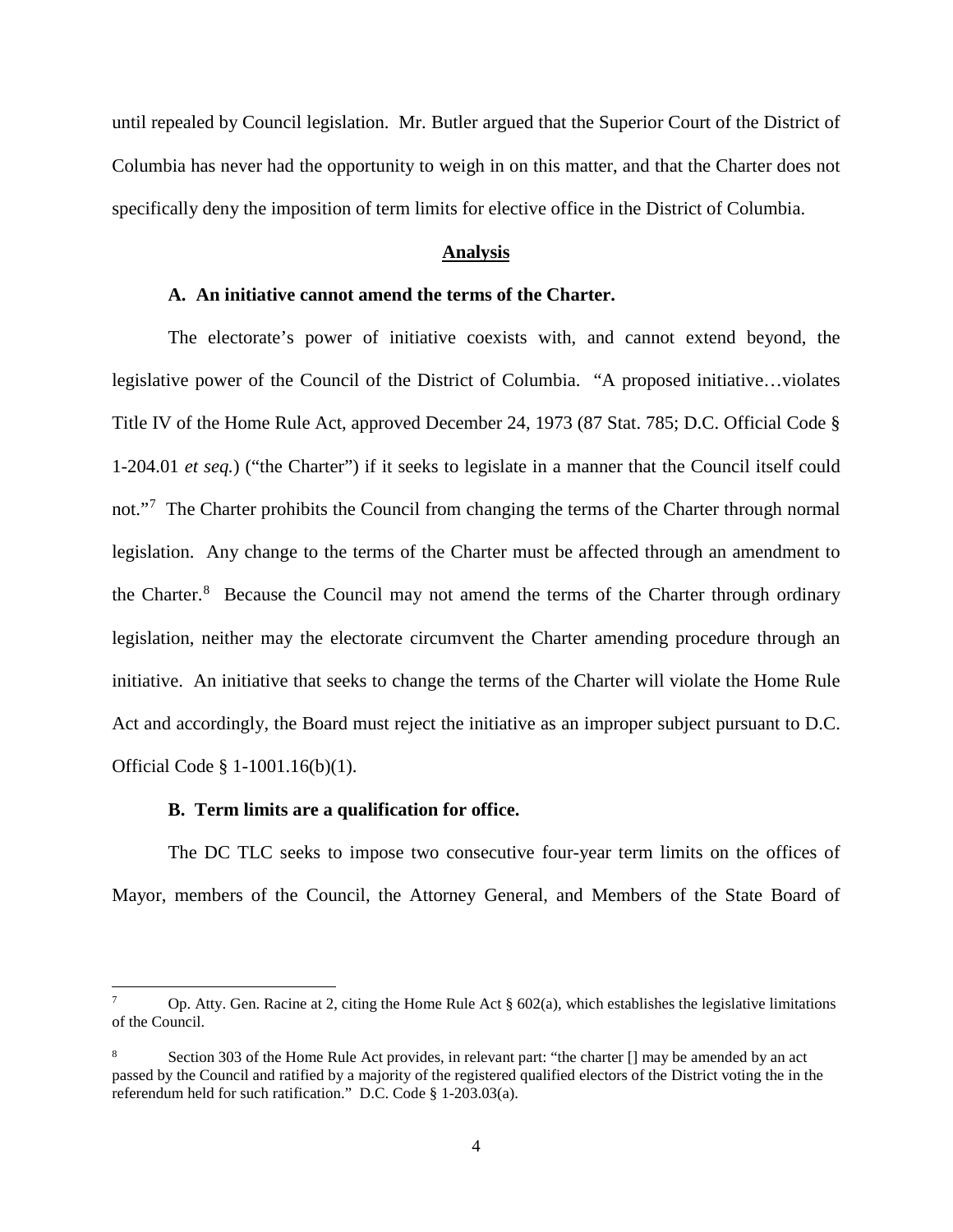until repealed by Council legislation. Mr. Butler argued that the Superior Court of the District of Columbia has never had the opportunity to weigh in on this matter, and that the Charter does not specifically deny the imposition of term limits for elective office in the District of Columbia.

## Analysis

### A. An initiative cannot amend the terms of the Charter.

The electorate's power of initiative coexists with, and cannot extend beyond, the legislative power of the Council of the District of Columbia. "A proposed initiative…violates Title IV of the Home Rule Act, approved December 24, 1973 (87 Stat. 785; D.C. Official Code § 1-204.01 *et seq.*) ("the Charter") if it seeks to legislate in a manner that the Council itself could not."[7] The Charter prohibits the Council from changing the terms of the Charter through normal legislation. Any change to the terms of the Charter must be affected through an amendment to the Charter.[8] Because the Council may not amend the terms of the Charter through ordinary legislation, neither may the electorate circumvent the Charter amending procedure through an initiative. An initiative that seeks to change the terms of the Charter will violate the Home Rule Act and accordingly, the Board must reject the initiative as an improper subject pursuant to D.C. Official Code § 1-1001.16(b)(1).

### B. Term limits are a qualification for office.

The DC TLC seeks to impose two consecutive four-year term limits on the offices of Mayor, members of the Council, the Attorney General, and Members of the State Board of

---

[7] Op. Atty. Gen. Racine at 2, citing the Home Rule Act § 602(a), which establishes the legislative limitations of the Council.

[8] Section 303 of the Home Rule Act provides, in relevant part: "the charter [] may be amended by an act passed by the Council and ratified by a majority of the registered qualified electors of the District voting the in the referendum held for such ratification." D.C. Code § 1-203.03(a).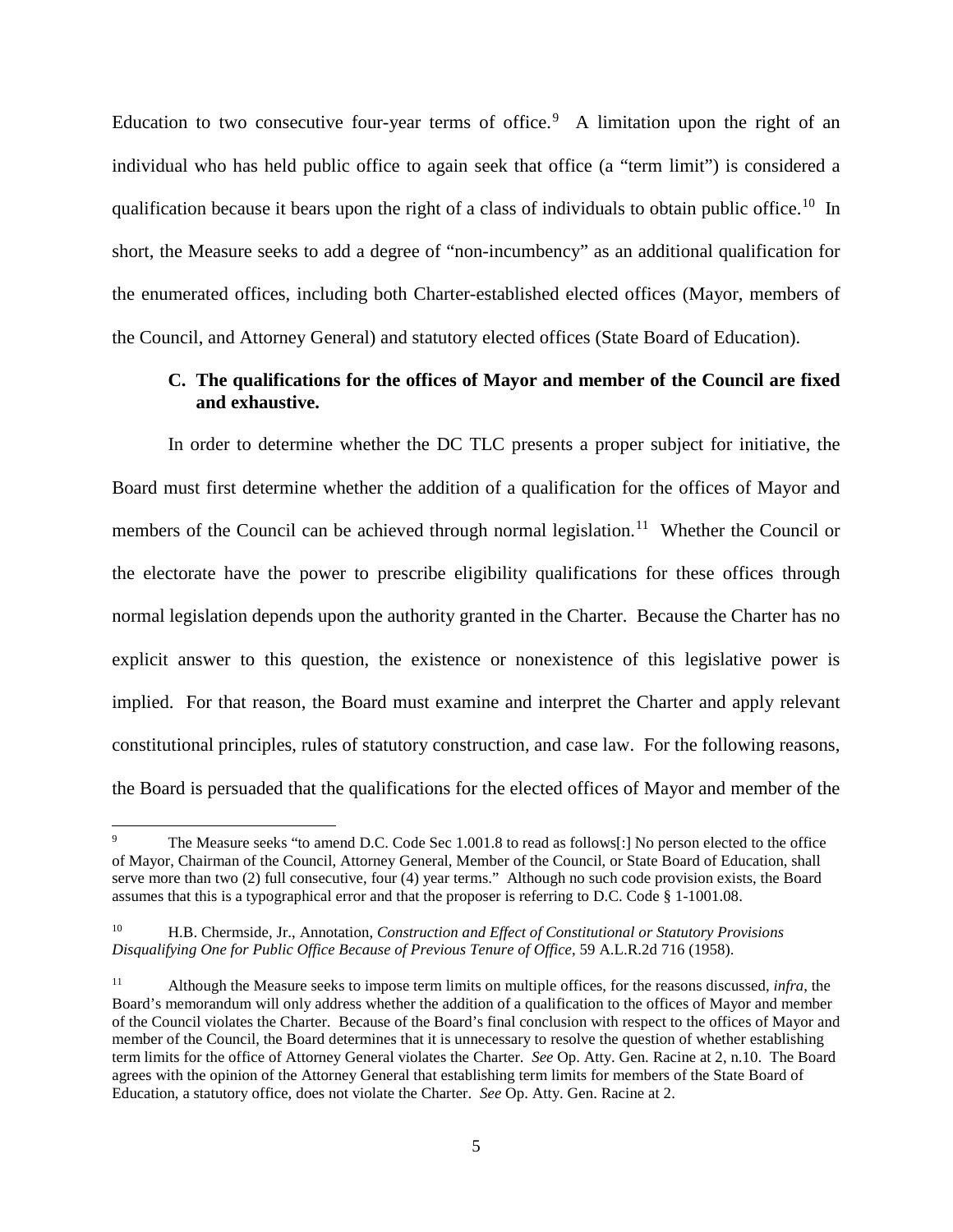Education to two consecutive four-year terms of office.[9] A limitation upon the right of an individual who has held public office to again seek that office (a "term limit") is considered a qualification because it bears upon the right of a class of individuals to obtain public office.[10] In short, the Measure seeks to add a degree of "non-incumbency" as an additional qualification for the enumerated offices, including both Charter-established elected offices (Mayor, members of the Council, and Attorney General) and statutory elected offices (State Board of Education).

### C. The qualifications for the offices of Mayor and member of the Council are fixed and exhaustive.

In order to determine whether the DC TLC presents a proper subject for initiative, the Board must first determine whether the addition of a qualification for the offices of Mayor and members of the Council can be achieved through normal legislation.[11] Whether the Council or the electorate have the power to prescribe eligibility qualifications for these offices through normal legislation depends upon the authority granted in the Charter. Because the Charter has no explicit answer to this question, the existence or nonexistence of this legislative power is implied. For that reason, the Board must examine and interpret the Charter and apply relevant constitutional principles, rules of statutory construction, and case law. For the following reasons, the Board is persuaded that the qualifications for the elected offices of Mayor and member of the

---

[9] The Measure seeks "to amend D.C. Code Sec 1.001.8 to read as follows[:] No person elected to the office of Mayor, Chairman of the Council, Attorney General, Member of the Council, or State Board of Education, shall serve more than two (2) full consecutive, four (4) year terms." Although no such code provision exists, the Board assumes that this is a typographical error and that the proposer is referring to D.C. Code § 1-1001.08.

[10] H.B. Chermside, Jr., Annotation, *Construction and Effect of Constitutional or Statutory Provisions Disqualifying One for Public Office Because of Previous Tenure of Office*, 59 A.L.R.2d 716 (1958).

[11] Although the Measure seeks to impose term limits on multiple offices, for the reasons discussed, *infra*, the Board's memorandum will only address whether the addition of a qualification to the offices of Mayor and member of the Council violates the Charter. Because of the Board's final conclusion with respect to the offices of Mayor and member of the Council, the Board determines that it is unnecessary to resolve the question of whether establishing term limits for the office of Attorney General violates the Charter. *See* Op. Atty. Gen. Racine at 2, n.10. The Board agrees with the opinion of the Attorney General that establishing term limits for members of the State Board of Education, a statutory office, does not violate the Charter. *See* Op. Atty. Gen. Racine at 2.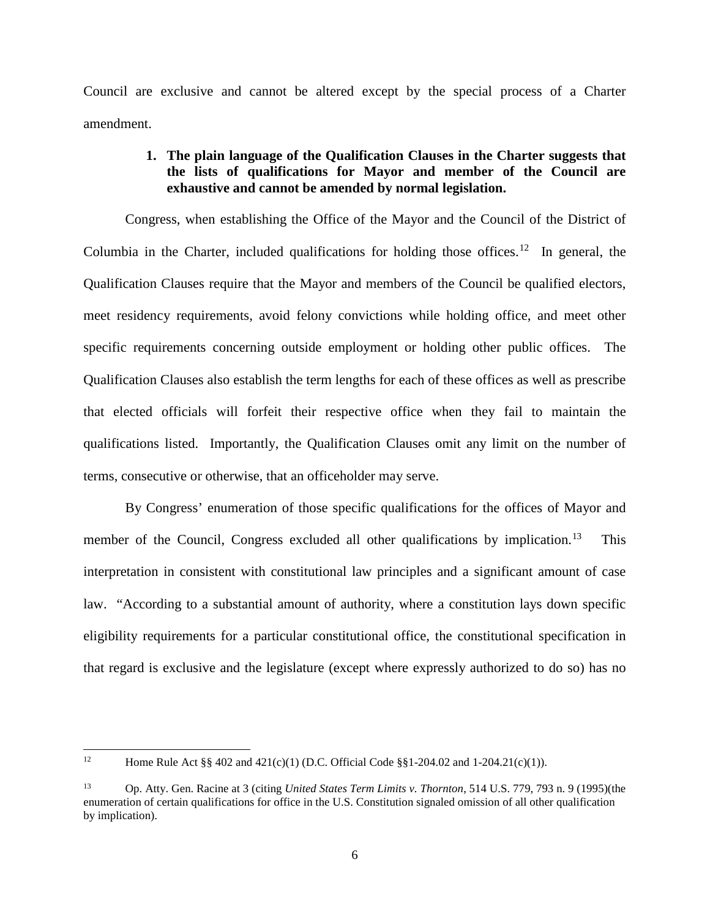Council are exclusive and cannot be altered except by the special process of a Charter amendment.

### 1. The plain language of the Qualification Clauses in the Charter suggests that the lists of qualifications for Mayor and member of the Council are exhaustive and cannot be amended by normal legislation.

Congress, when establishing the Office of the Mayor and the Council of the District of Columbia in the Charter, included qualifications for holding those offices.[12] In general, the Qualification Clauses require that the Mayor and members of the Council be qualified electors, meet residency requirements, avoid felony convictions while holding office, and meet other specific requirements concerning outside employment or holding other public offices. The Qualification Clauses also establish the term lengths for each of these offices as well as prescribe that elected officials will forfeit their respective office when they fail to maintain the qualifications listed. Importantly, the Qualification Clauses omit any limit on the number of terms, consecutive or otherwise, that an officeholder may serve.

By Congress' enumeration of those specific qualifications for the offices of Mayor and member of the Council, Congress excluded all other qualifications by implication.[13] This interpretation in consistent with constitutional law principles and a significant amount of case law. "According to a substantial amount of authority, where a constitution lays down specific eligibility requirements for a particular constitutional office, the constitutional specification in that regard is exclusive and the legislature (except where expressly authorized to do so) has no

---

[12] Home Rule Act §§ 402 and 421(c)(1) (D.C. Official Code §§1-204.02 and 1-204.21(c)(1)).

[13] Op. Atty. Gen. Racine at 3 (citing *United States Term Limits v. Thornton*, 514 U.S. 779, 793 n. 9 (1995)(the enumeration of certain qualifications for office in the U.S. Constitution signaled omission of all other qualification by implication).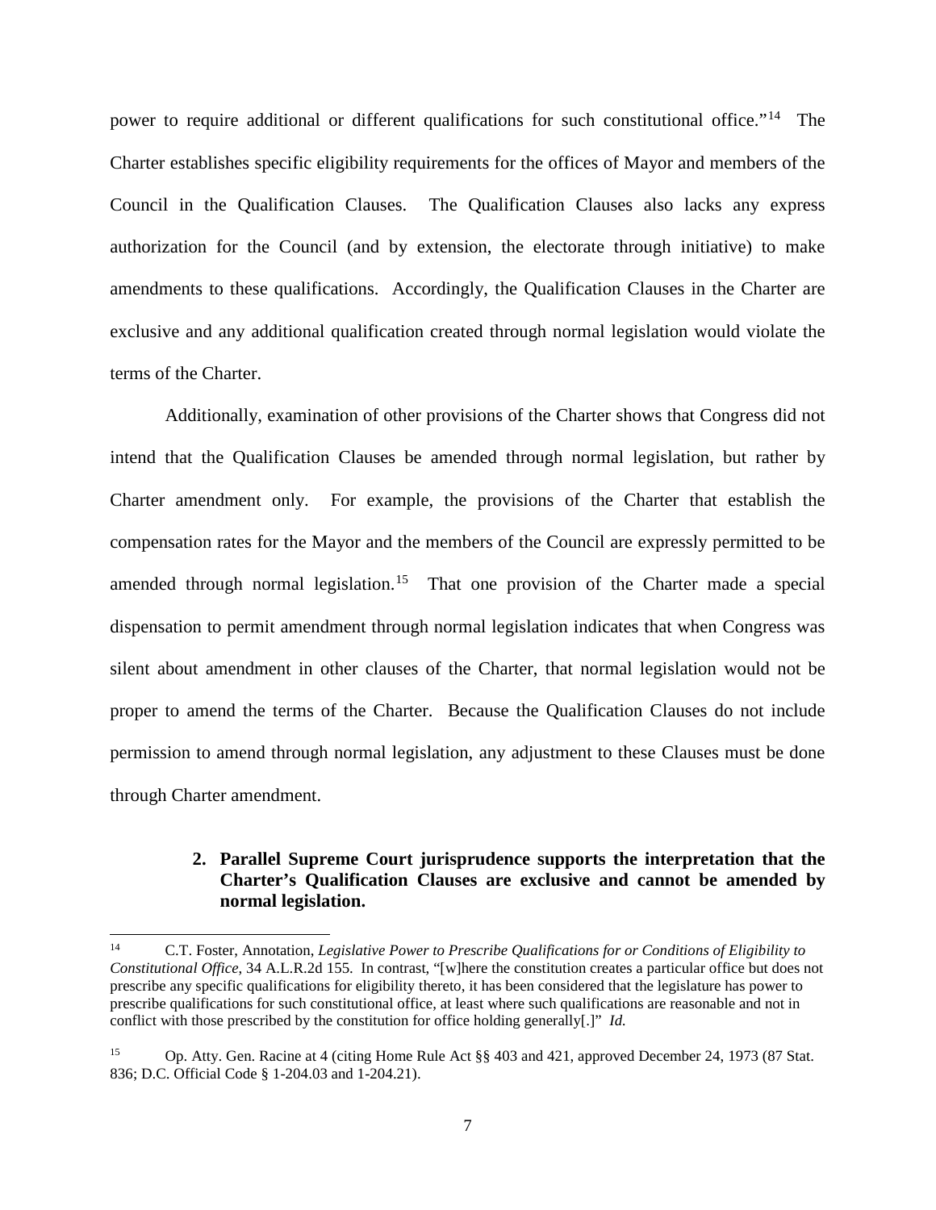power to require additional or different qualifications for such constitutional office."[14] The Charter establishes specific eligibility requirements for the offices of Mayor and members of the Council in the Qualification Clauses. The Qualification Clauses also lacks any express authorization for the Council (and by extension, the electorate through initiative) to make amendments to these qualifications. Accordingly, the Qualification Clauses in the Charter are exclusive and any additional qualification created through normal legislation would violate the terms of the Charter.

Additionally, examination of other provisions of the Charter shows that Congress did not intend that the Qualification Clauses be amended through normal legislation, but rather by Charter amendment only. For example, the provisions of the Charter that establish the compensation rates for the Mayor and the members of the Council are expressly permitted to be amended through normal legislation.[15] That one provision of the Charter made a special dispensation to permit amendment through normal legislation indicates that when Congress was silent about amendment in other clauses of the Charter, that normal legislation would not be proper to amend the terms of the Charter. Because the Qualification Clauses do not include permission to amend through normal legislation, any adjustment to these Clauses must be done through Charter amendment.

**2. Parallel Supreme Court jurisprudence supports the interpretation that the Charter's Qualification Clauses are exclusive and cannot be amended by normal legislation.**

---

[14] C.T. Foster, Annotation, *Legislative Power to Prescribe Qualifications for or Conditions of Eligibility to Constitutional Office*, 34 A.L.R.2d 155. In contrast, "[w]here the constitution creates a particular office but does not prescribe any specific qualifications for eligibility thereto, it has been considered that the legislature has power to prescribe qualifications for such constitutional office, at least where such qualifications are reasonable and not in conflict with those prescribed by the constitution for office holding generally[.]" *Id.*

[15] Op. Atty. Gen. Racine at 4 (citing Home Rule Act §§ 403 and 421, approved December 24, 1973 (87 Stat. 836; D.C. Official Code § 1-204.03 and 1-204.21).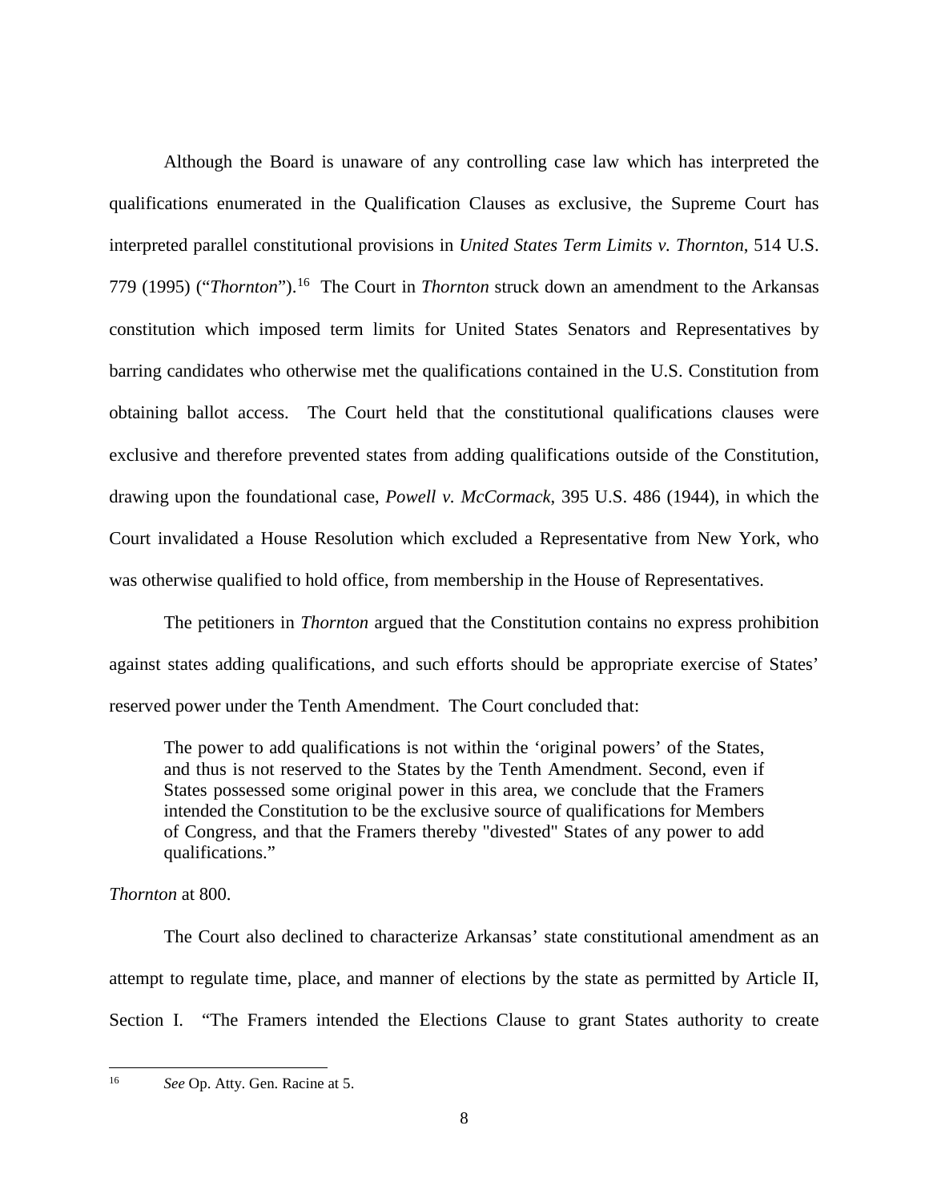Although the Board is unaware of any controlling case law which has interpreted the qualifications enumerated in the Qualification Clauses as exclusive, the Supreme Court has interpreted parallel constitutional provisions in *United States Term Limits v. Thornton*, 514 U.S. 779 (1995) ("*Thornton*").[16] The Court in *Thornton* struck down an amendment to the Arkansas constitution which imposed term limits for United States Senators and Representatives by barring candidates who otherwise met the qualifications contained in the U.S. Constitution from obtaining ballot access. The Court held that the constitutional qualifications clauses were exclusive and therefore prevented states from adding qualifications outside of the Constitution, drawing upon the foundational case, *Powell v. McCormack*, 395 U.S. 486 (1944), in which the Court invalidated a House Resolution which excluded a Representative from New York, who was otherwise qualified to hold office, from membership in the House of Representatives.

The petitioners in *Thornton* argued that the Constitution contains no express prohibition against states adding qualifications, and such efforts should be appropriate exercise of States' reserved power under the Tenth Amendment. The Court concluded that:

> The power to add qualifications is not within the 'original powers' of the States, and thus is not reserved to the States by the Tenth Amendment. Second, even if States possessed some original power in this area, we conclude that the Framers intended the Constitution to be the exclusive source of qualifications for Members of Congress, and that the Framers thereby "divested" States of any power to add qualifications."

*Thornton* at 800.

The Court also declined to characterize Arkansas' state constitutional amendment as an attempt to regulate time, place, and manner of elections by the state as permitted by Article II, Section I. "The Framers intended the Elections Clause to grant States authority to create

---

[16] *See* Op. Atty. Gen. Racine at 5.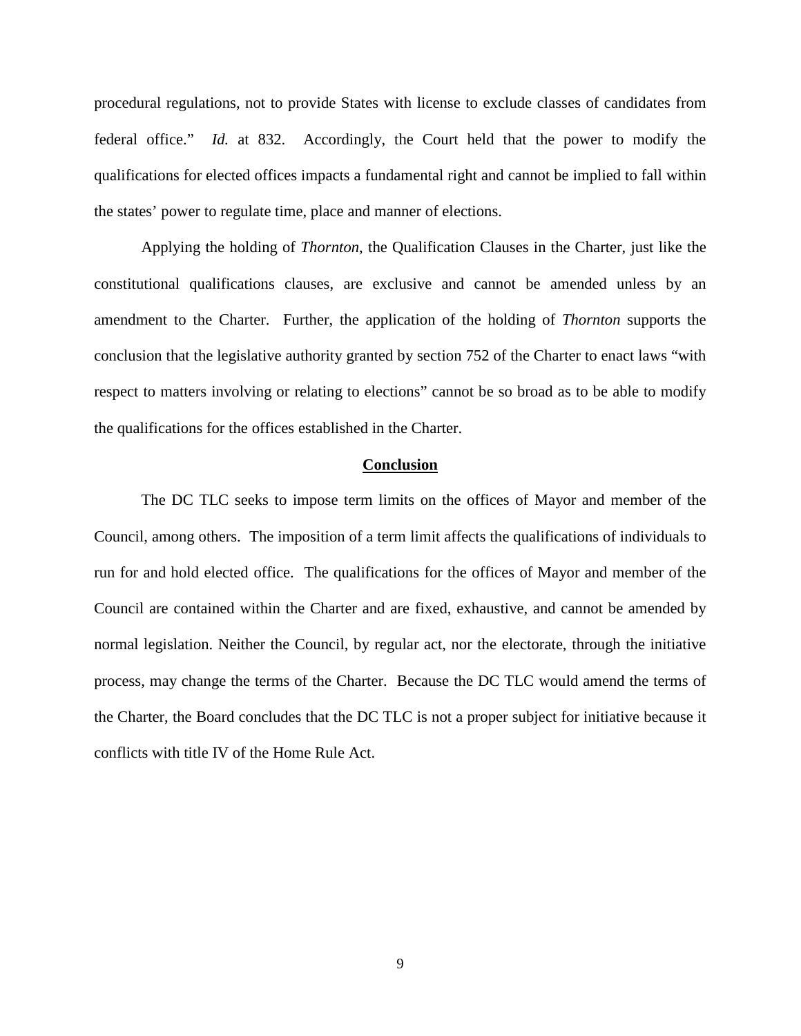procedural regulations, not to provide States with license to exclude classes of candidates from federal office." *Id.* at 832. Accordingly, the Court held that the power to modify the qualifications for elected offices impacts a fundamental right and cannot be implied to fall within the states' power to regulate time, place and manner of elections.

Applying the holding of *Thornton*, the Qualification Clauses in the Charter, just like the constitutional qualifications clauses, are exclusive and cannot be amended unless by an amendment to the Charter. Further, the application of the holding of *Thornton* supports the conclusion that the legislative authority granted by section 752 of the Charter to enact laws "with respect to matters involving or relating to elections" cannot be so broad as to be able to modify the qualifications for the offices established in the Charter.

## Conclusion

The DC TLC seeks to impose term limits on the offices of Mayor and member of the Council, among others. The imposition of a term limit affects the qualifications of individuals to run for and hold elected office. The qualifications for the offices of Mayor and member of the Council are contained within the Charter and are fixed, exhaustive, and cannot be amended by normal legislation. Neither the Council, by regular act, nor the electorate, through the initiative process, may change the terms of the Charter. Because the DC TLC would amend the terms of the Charter, the Board concludes that the DC TLC is not a proper subject for initiative because it conflicts with title IV of the Home Rule Act.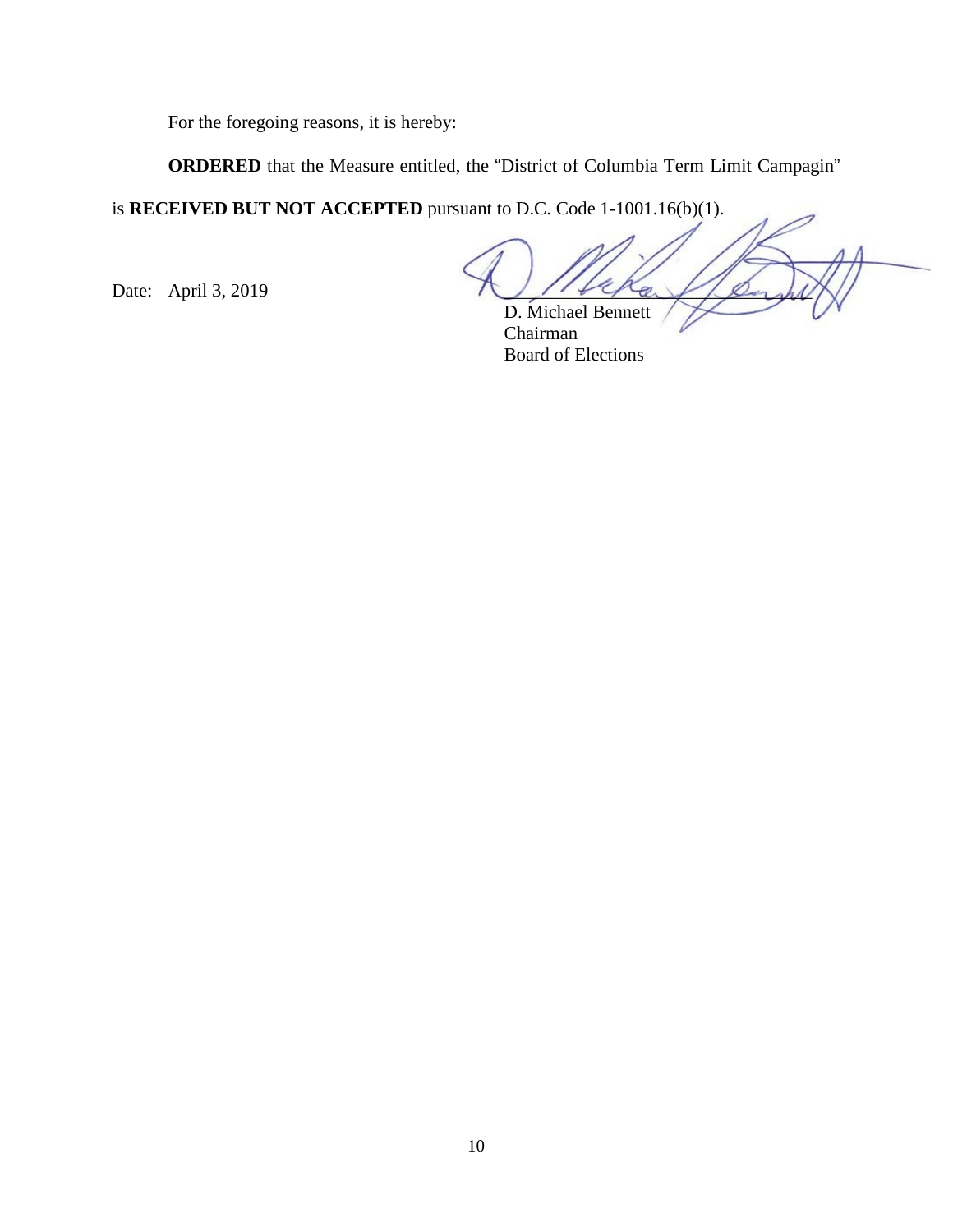For the foregoing reasons, it is hereby:

**ORDERED** that the Measure entitled, the "District of Columbia Term Limit Campagin" is **RECEIVED BUT NOT ACCEPTED** pursuant to D.C. Code 1-1001.16(b)(1).

Date: April 3, 2019

D. Michael Bennett
Chairman
Board of Elections